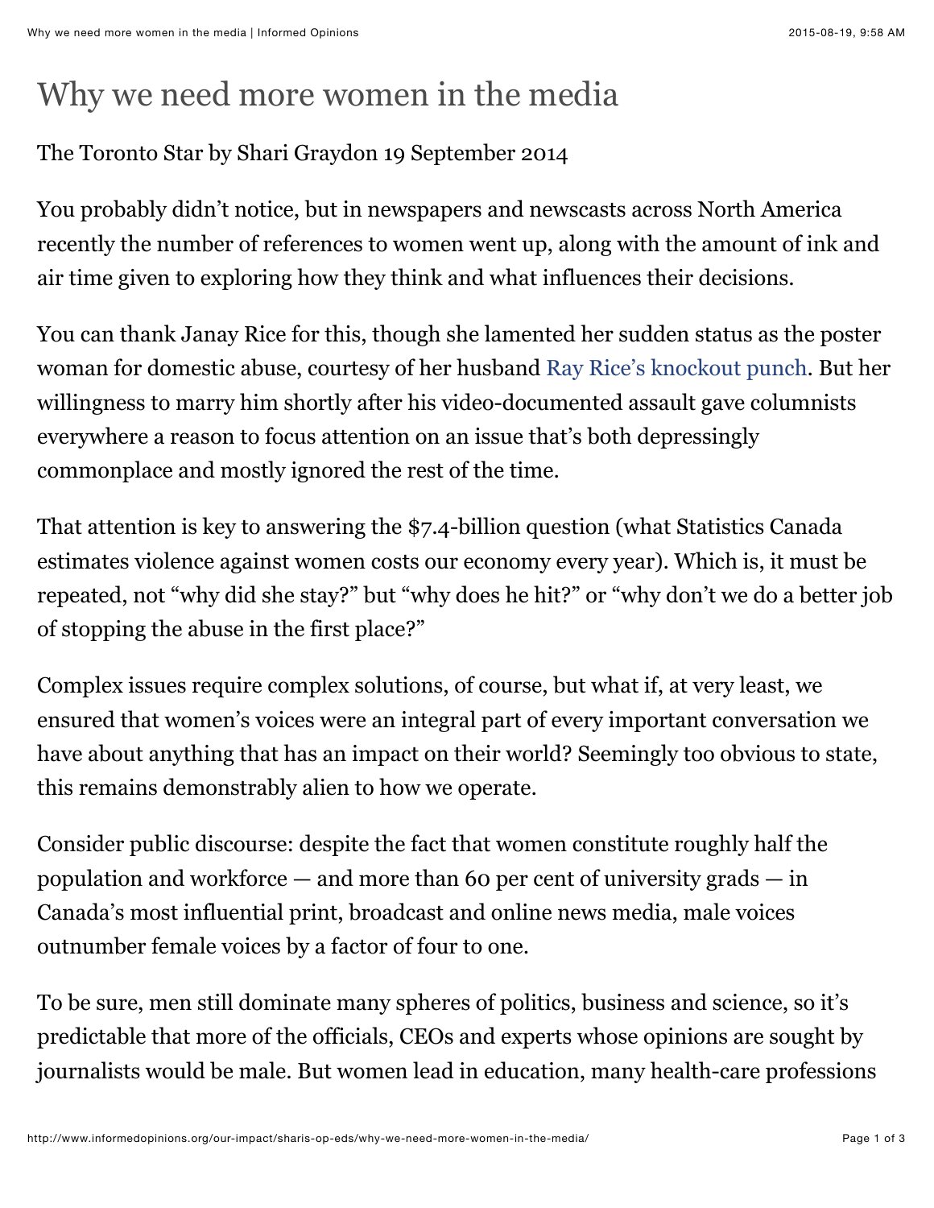# Why we need more women in the media

The Toronto Star by Shari Graydon 19 September 2014

You probably didn't notice, but in newspapers and newscasts across North America recently the number of references to women went up, along with the amount of ink and air time given to exploring how they think and what influences their decisions.

You can thank Janay Rice for this, though she lamented her sudden status as the poster woman for domestic abuse, courtesy of her husband Ray Rice's knockout punch. But her willingness to marry him shortly after his video-documented assault gave columnists everywhere a reason to focus attention on an issue that's both depressingly commonplace and mostly ignored the rest of the time.

That attention is key to answering the $7.4-billion question (what Statistics Canada estimates violence against women costs our economy every year). Which is, it must be repeated, not "why did she stay?" but "why does he hit?" or "why don't we do a better job of stopping the abuse in the first place?"

Complex issues require complex solutions, of course, but what if, at very least, we ensured that women's voices were an integral part of every important conversation we have about anything that has an impact on their world? Seemingly too obvious to state, this remains demonstrably alien to how we operate.

Consider public discourse: despite the fact that women constitute roughly half the population and workforce — and more than 60 per cent of university grads — in Canada's most influential print, broadcast and online news media, male voices outnumber female voices by a factor of four to one.

To be sure, men still dominate many spheres of politics, business and science, so it's predictable that more of the officials, CEOs and experts whose opinions are sought by journalists would be male. But women lead in education, many health-care professions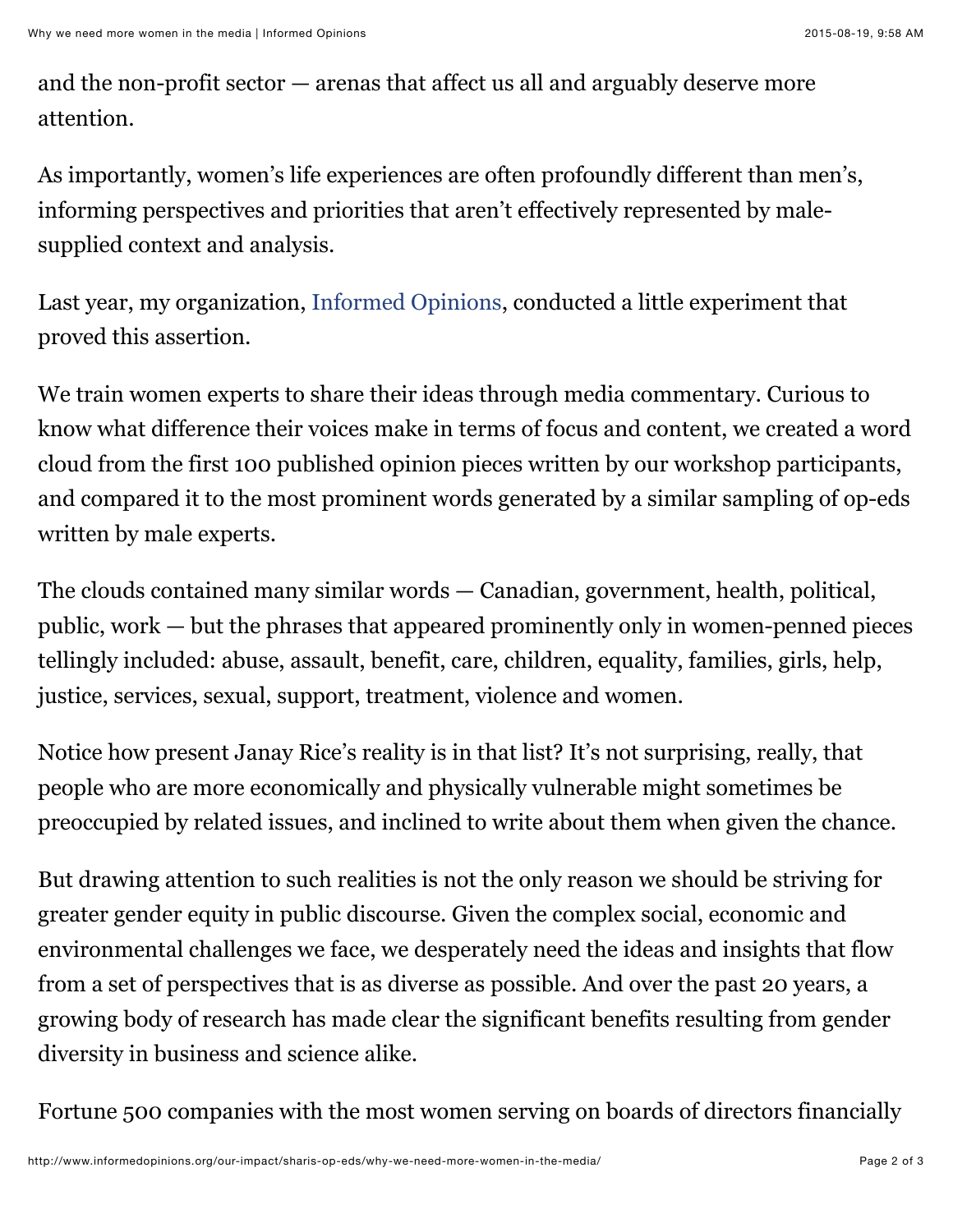and the non-profit sector — arenas that affect us all and arguably deserve more attention.

As importantly, women's life experiences are often profoundly different than men's, informing perspectives and priorities that aren't effectively represented by male-supplied context and analysis.

Last year, my organization, Informed Opinions, conducted a little experiment that proved this assertion.

We train women experts to share their ideas through media commentary. Curious to know what difference their voices make in terms of focus and content, we created a word cloud from the first 100 published opinion pieces written by our workshop participants, and compared it to the most prominent words generated by a similar sampling of op-eds written by male experts.

The clouds contained many similar words — Canadian, government, health, political, public, work — but the phrases that appeared prominently only in women-penned pieces tellingly included: abuse, assault, benefit, care, children, equality, families, girls, help, justice, services, sexual, support, treatment, violence and women.

Notice how present Janay Rice's reality is in that list? It's not surprising, really, that people who are more economically and physically vulnerable might sometimes be preoccupied by related issues, and inclined to write about them when given the chance.

But drawing attention to such realities is not the only reason we should be striving for greater gender equity in public discourse. Given the complex social, economic and environmental challenges we face, we desperately need the ideas and insights that flow from a set of perspectives that is as diverse as possible. And over the past 20 years, a growing body of research has made clear the significant benefits resulting from gender diversity in business and science alike.

Fortune 500 companies with the most women serving on boards of directors financially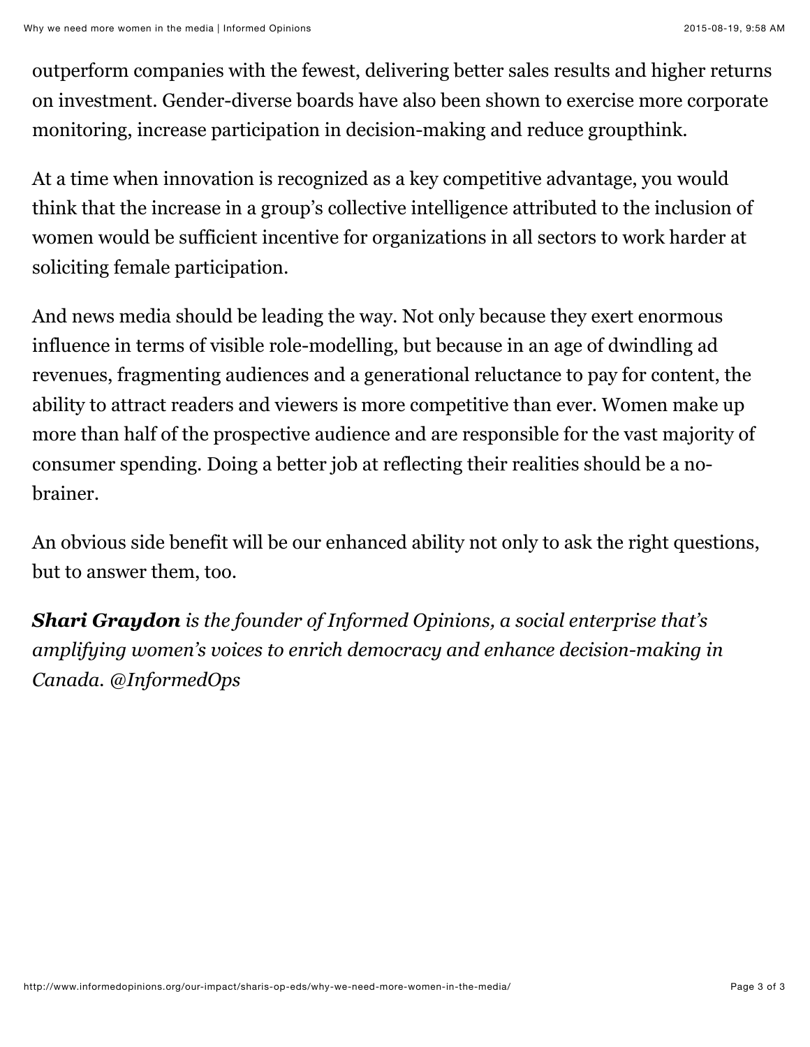outperform companies with the fewest, delivering better sales results and higher returns on investment. Gender-diverse boards have also been shown to exercise more corporate monitoring, increase participation in decision-making and reduce groupthink.

At a time when innovation is recognized as a key competitive advantage, you would think that the increase in a group's collective intelligence attributed to the inclusion of women would be sufficient incentive for organizations in all sectors to work harder at soliciting female participation.

And news media should be leading the way. Not only because they exert enormous influence in terms of visible role-modelling, but because in an age of dwindling ad revenues, fragmenting audiences and a generational reluctance to pay for content, the ability to attract readers and viewers is more competitive than ever. Women make up more than half of the prospective audience and are responsible for the vast majority of consumer spending. Doing a better job at reflecting their realities should be a no-brainer.

An obvious side benefit will be our enhanced ability not only to ask the right questions, but to answer them, too.

***Shari Graydon*** *is the founder of Informed Opinions, a social enterprise that's amplifying women's voices to enrich democracy and enhance decision-making in Canada. @InformedOps*